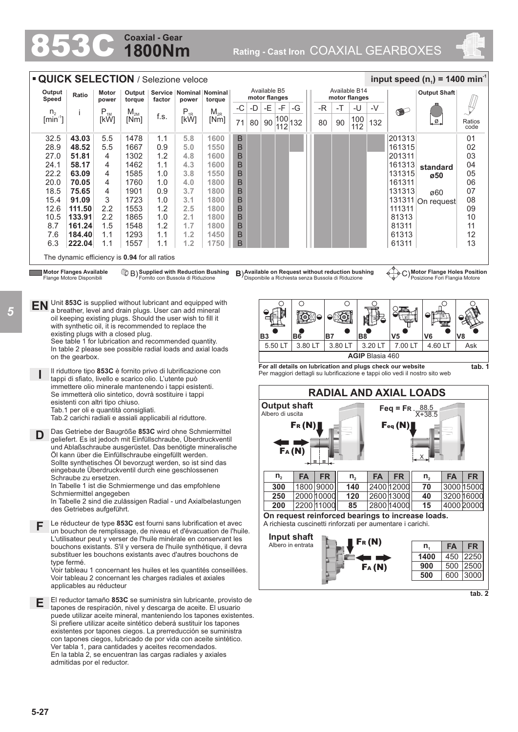# 853C Coaxial - Gear 1800Nm

Rating - Cast Iron COAXIAL GEARBOXES

## QUICK SELECTION / Selezione veloce

input speed ($n_1$) = 1400 min$^{-1}$

| Output Speed $n_2$ [min$^{-1}$] | Ratio i | Motor power $P_{1M}$ [kW] | Output torque $M_{2M}$ [Nm] | Service factor f.s. | Nominal power $P_{1R}$ [kW] | Nominal torque $M_{2R}$ [Nm] | B5 -C 71 | B5 -D 80 | B5 -E 90 | B5 -F 100/112 | B5 -G 132 | B14 -R 80 | B14 -T 90 | B14 -U 100/112 | B14 -V 132 | Bushing | Output Shaft | Ratios code |
|---|---|---|---|---|---|---|---|---|---|---|---|---|---|---|---|---|---|---|
| 32.5 | **43.03** | 5.5 | 1478 | 1.1 | 5.8 | 1600 | B | | | | | | | | | 201313 | | 01 |
| 28.9 | **48.52** | 5.5 | 1667 | 0.9 | 5.0 | 1550 | B | | | | | | | | | 161315 | | 02 |
| 27.0 | **51.81** | 4 | 1302 | 1.2 | 4.8 | 1600 | B | | | | | | | | | 201311 | | 03 |
| 24.1 | **58.17** | 4 | 1462 | 1.1 | 4.3 | 1600 | B | | | | | | | | | 161313 | standard | 04 |
| 22.2 | **63.09** | 4 | 1585 | 1.0 | 3.8 | 1550 | B | | | | | | | | | 131315 | ø50 | 05 |
| 20.0 | **70.05** | 4 | 1760 | 1.0 | 4.0 | 1800 | B | | | | | | | | | 161311 | | 06 |
| 18.5 | **75.65** | 4 | 1901 | 0.9 | 3.7 | 1800 | B | | | | | | | | | 131313 | ø60 | 07 |
| 15.4 | **91.09** | 3 | 1723 | 1.0 | 3.1 | 1800 | B | | | | | | | | | 131311 | On request | 08 |
| 12.6 | **111.50** | 2.2 | 1553 | 1.2 | 2.5 | 1800 | B | | | | | | | | | 111311 | | 09 |
| 10.5 | **133.91** | 2.2 | 1865 | 1.0 | 2.1 | 1800 | B | | | | | | | | | 81313 | | 10 |
| 8.7 | **161.24** | 1.5 | 1548 | 1.2 | 1.7 | 1800 | B | | | | | | | | | 81311 | | 11 |
| 7.6 | **184.40** | 1.1 | 1293 | 1.1 | 1.2 | 1450 | B | | | | | | | | | 61313 | | 12 |
| 6.3 | **222.04** | 1.1 | 1557 | 1.1 | 1.2 | 1750 | B | | | | | | | | | 61311 | | 13 |

The dynamic efficiency is **0.94** for all ratios

**Motor Flanges Available** / Flange Motore Disponibili — B) **Supplied with Reduction Bushing** / Fornito con Bussola di Riduzione — B) **Available on Request without reduction bushing** / Disponibile a Richiesta senza Bussola di Riduzione — C) **Motor Flange Holes Position** / Posizione Fori Flangia Motore

**EN** Unit **853C** is supplied without lubricant and equipped with a breather, level and drain plugs. User can add mineral oil keeping existing plugs. Should the user wish to fill it with synthetic oil, it is recommended to replace the existing plugs with a closed plug.
See table 1 for lubrication and recommended quantity.
In table 2 please see possible radial loads and axial loads on the gearbox.

**I** Il riduttore tipo **853C** è fornito privo di lubrificazione con tappi di sfiato, livello e scarico olio. L'utente può immettere olio minerale mantenendo i tappi esistenti. Se immetterà olio sintetico, dovrà sostituire i tappi esistenti con altri tipo chiuso.
Tab.1 per oli e quantità consigliati.
Tab.2 carichi radiali e assiali applicabili al riduttore.

**D** Das Getriebe der Baugröße **853C** wird ohne Schmiermittel geliefert. Es ist jedoch mit Einfüllschraube, Überdruckventil und Ablaßschraube ausgerüstet. Das benötigte mineralische Öl kann über die Einfüllschraube eingefüllt werden. Sollte synthetisches Öl bevorzugt werden, so ist sind das eingebaute Überdruckventil durch eine geschlossenen Schraube zu ersetzen.
In Tabelle 1 ist die Schmiermenge und das empfohlene Schmiermittel angegeben
In Tabelle 2 sind die zulässigen Radial - und Axialbelastungen des Getriebes aufgeführt.

**F** Le réducteur de type **853C** est fourni sans lubrification et avec un bouchon de remplissage, de niveau et d'évacuation de l'huile. L'utilisateur peut y verser de l'huile minérale en conservant les bouchons existants. S'il y versera de l'huile synthétique, il devra substituer les bouchons existants avec d'autres bouchons de type fermé.
Voir tableau 1 concernant les huiles et les quantités conseillées.
Voir tableau 2 concernant les charges radiales et axiales applicables au réducteur

**E** El reductor tamaño **853C** se suministra sin lubricante, provisto de tapones de respiración, nivel y descarga de aceite. El usuario puede utilizar aceite mineral, manteniendo los tapones existentes. Si prefiere utilizar aceite sintético deberá sustituir los tapones existentes por tapones ciegos. La prerreducción se suministra con tapones ciegos, lubricado de por vida con aceite sintético. Ver tabla 1, para cantidades y aceites recomendados.
En la tabla 2, se encuentran las cargas radiales y axiales admitidas por el reductor.

| B3 | B6 | B7 | B8 | V5 | V6 | V8 |
|---|---|---|---|---|---|---|
| 5.50 LT | 3.80 LT | 3.80 LT | 3.20 LT | 7.00 LT | 4.60 LT | Ask |
| **AGIP** Blasia 460 | | | | | | |

**For all details on lubrication and plugs check our website**
Per maggiori dettagli su lubrificazione e tappi olio vedi il nostro sito web

**tab. 1**

## RADIAL AND AXIAL LOADS

**Output shaft**
Albero di uscita

$$F_{eq} = F_R \cdot \frac{88.5}{X+38.5}$$

| $n_2$ | FA | FR | $n_2$ | FA | FR | $n_2$ | FA | FR |
|---|---|---|---|---|---|---|---|---|
| 300 | 1800 | 9000 | 140 | 2400 | 12000 | 70 | 3000 | 15000 |
| 250 | 2000 | 10000 | 120 | 2600 | 13000 | 40 | 3200 | 16000 |
| 200 | 2200 | 11000 | 85 | 2800 | 14000 | 15 | 4000 | 20000 |

**On request reinforced bearings to increase loads.**
A richiesta cuscinetti rinforzati per aumentare i carichi.

**Input shaft**
Albero in entrata

| $n_1$ | FA | FR |
|---|---|---|
| 1400 | 450 | 2250 |
| 900 | 500 | 2500 |
| 500 | 600 | 3000 |

**tab. 2**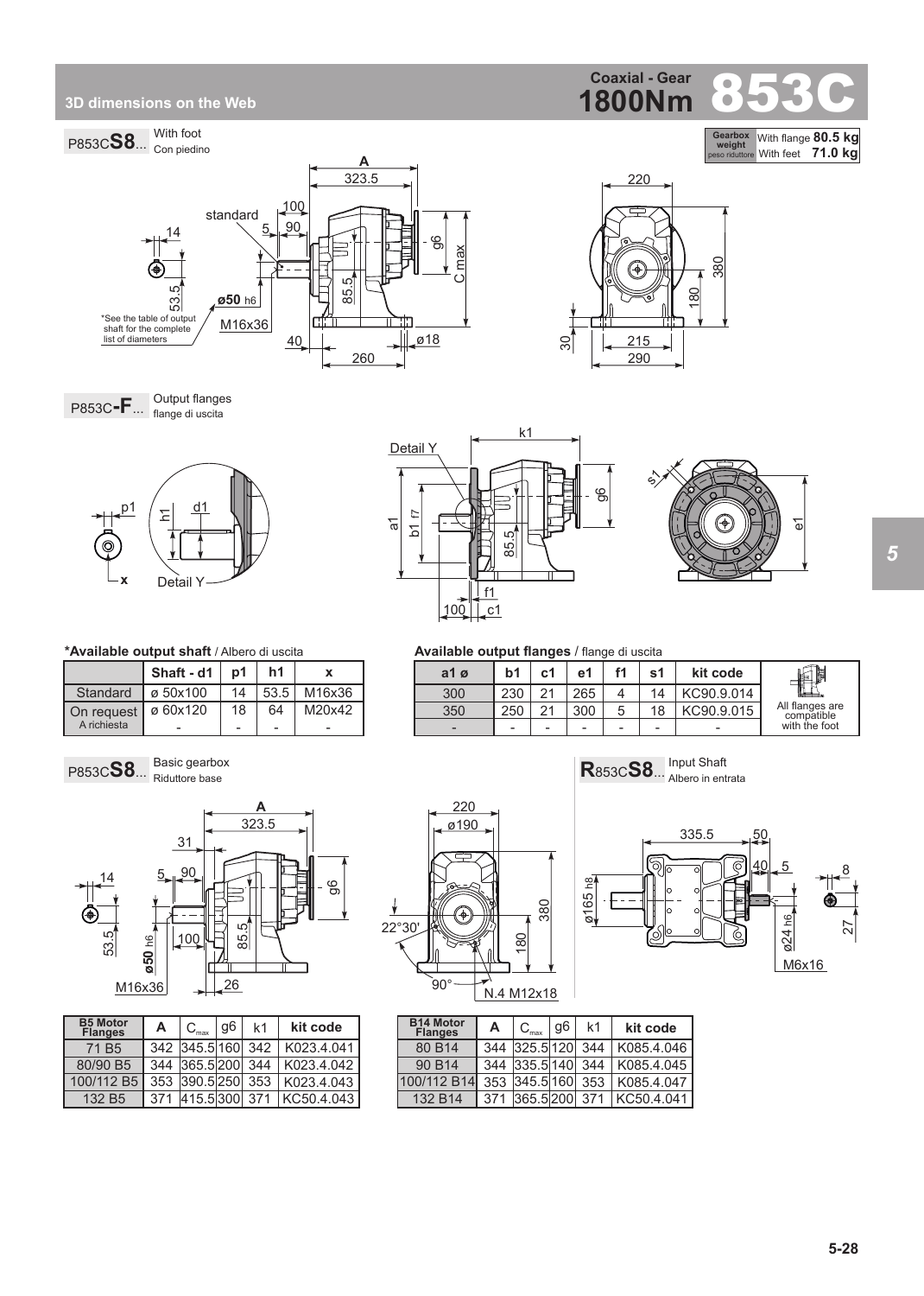## 3D dimensions on the Web

**Coaxial - Gear 1800Nm 853C**

P853C**S8**... With foot / Con piedino

| Gearbox weight / peso riduttore | |
|---|---|
| With flange | **80.5 kg** |
| With feet | **71.0 kg** |

A
323.5
standard
100
5
90
14
g6
C max
53.5
85.5
ø50 h6
*See the table of output shaft for the complete list of diameters
M16x36
40
ø18
260
220
380
180
30
215
290

P853C**-F**... Output flanges / flange di uscita

p1
h1
d1
x
Detail Y
k1
a1
b1 f7
85.5
g6
100
f1
c1
s1
e1

**\*Available output shaft** / Albero di uscita

| | Shaft - d1 | p1 | h1 | x |
|---|---|---|---|---|
| Standard | ø 50x100 | 14 | 53.5 | M16x36 |
| On request / A richiesta | ø 60x120 | 18 | 64 | M20x42 |
| | - | - | - | - |

**Available output flanges** / flange di uscita

| a1 ø | b1 | c1 | e1 | f1 | s1 | kit code |
|---|---|---|---|---|---|---|
| 300 | 230 | 21 | 265 | 4 | 14 | KC90.9.014 |
| 350 | 250 | 21 | 300 | 5 | 18 | KC90.9.015 |
| - | - | - | - | - | - | - |

All flanges are compatible with the foot

P853C**S8**... Basic gearbox / Riduttore base

A
323.5
31
5
90
14
g6
53.5
ø50 h6
100
85.5
M16x36
26
220
ø190
380
22°30'
180
90°
N.4 M12x18

**R**853C**S8**... Input Shaft / Albero in entrata

335.5
50
40
5
8
ø165 h8
ø24 h6
27
M6x16

| B5 Motor Flanges | A | $C_{max}$ | g6 | k1 | kit code |
|---|---|---|---|---|---|
| 71 B5 | 342 | 345.5 | 160 | 342 | K023.4.041 |
| 80/90 B5 | 344 | 365.5 | 200 | 344 | K023.4.042 |
| 100/112 B5 | 353 | 390.5 | 250 | 353 | K023.4.043 |
| 132 B5 | 371 | 415.5 | 300 | 371 | KC50.4.043 |

| B14 Motor Flanges | A | $C_{max}$ | g6 | k1 | kit code |
|---|---|---|---|---|---|
| 80 B14 | 344 | 325.5 | 120 | 344 | K085.4.046 |
| 90 B14 | 344 | 335.5 | 140 | 344 | K085.4.045 |
| 100/112 B14 | 353 | 345.5 | 160 | 353 | K085.4.047 |
| 132 B14 | 371 | 365.5 | 200 | 371 | KC50.4.041 |